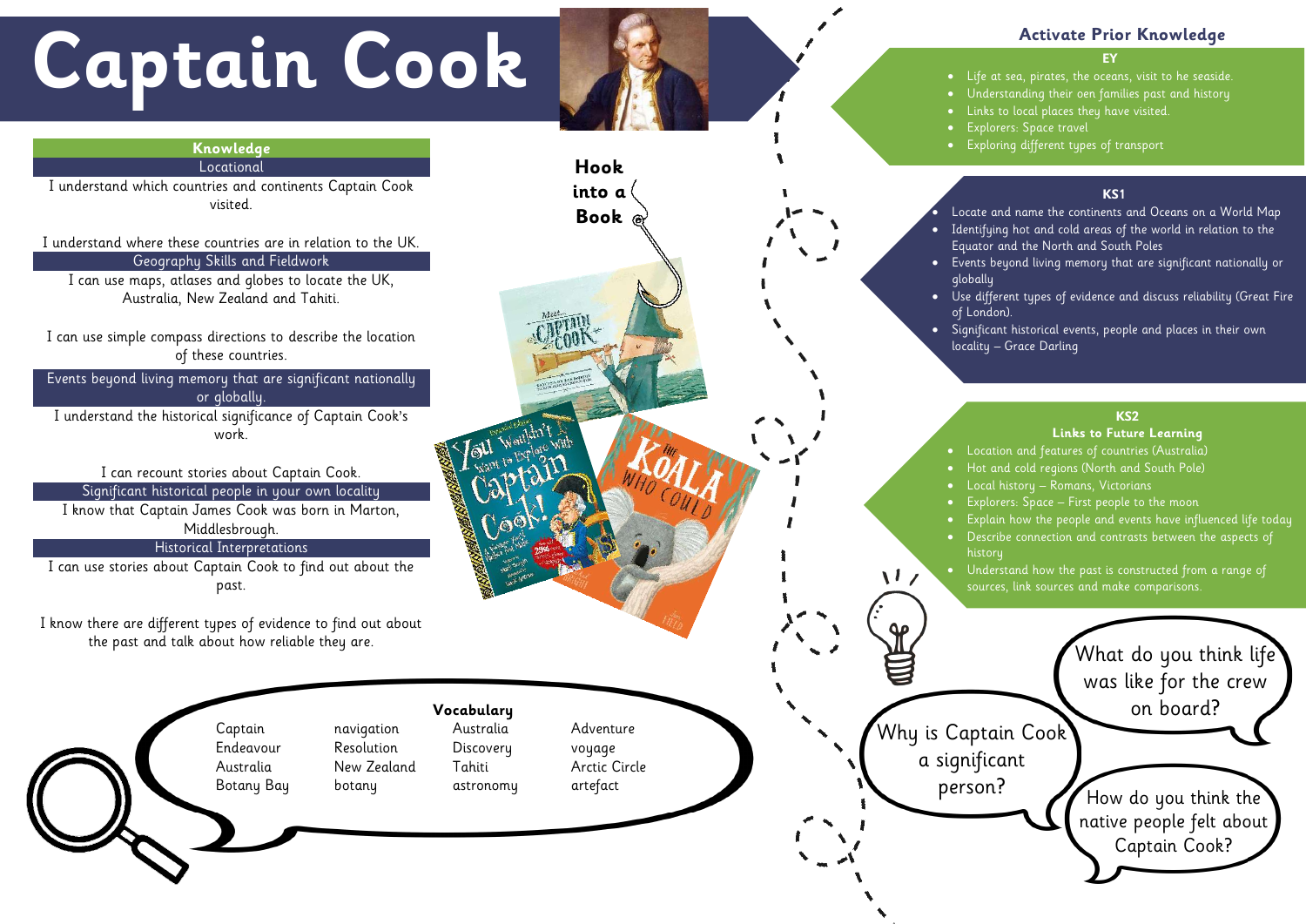# Captain Cook

## Knowledge

### Locational

I understand which countries and continents Captain Cook visited.

I understand where these countries are in relation to the UK.

### Geography Skills and Fieldwork

I can use maps, atlases and globes to locate the UK, Australia, New Zealand and Tahiti.

I can use simple compass directions to describe the location of these countries.

### Events beyond living memory that are significant nationally or globally.

I understand the historical significance of Captain Cook's work.

I can recount stories about Captain Cook.

### Significant historical people in your own locality

I know that Captain James Cook was born in Marton, Middlesbrough.

### Historical Interpretations

I can use stories about Captain Cook to find out about the past.

I know there are different types of evidence to find out about the past and talk about how reliable they are.

## Hook into a Book

## Vocabulary

Captain, Endeavour, Australia, Botany Bay, navigation, Resolution, New Zealand, botany, Australia, Discovery, Tahiti, astronomy, Adventure, voyage, Arctic Circle, artefact

## Activate Prior Knowledge

### EY

- Life at sea, pirates, the oceans, visit to he seaside.
- Understanding their oen families past and history
- Links to local places they have visited.
- Explorers: Space travel
- Exploring different types of transport

### KS1

- Locate and name the continents and Oceans on a World Map
- Identifying hot and cold areas of the world in relation to the Equator and the North and South Poles
- Events beyond living memory that are significant nationally or globally
- Use different types of evidence and discuss reliability (Great Fire of London).
- Significant historical events, people and places in their own locality – Grace Darling

### KS2

#### Links to Future Learning

- Location and features of countries (Australia)
- Hot and cold regions (North and South Pole)
- Local history – Romans, Victorians
- Explorers: Space – First people to the moon
- Explain how the people and events have influenced life today
- Describe connection and contrasts between the aspects of history
- Understand how the past is constructed from a range of sources, link sources and make comparisons.

What do you think life was like for the crew on board?

Why is Captain Cook a significant person?

How do you think the native people felt about Captain Cook?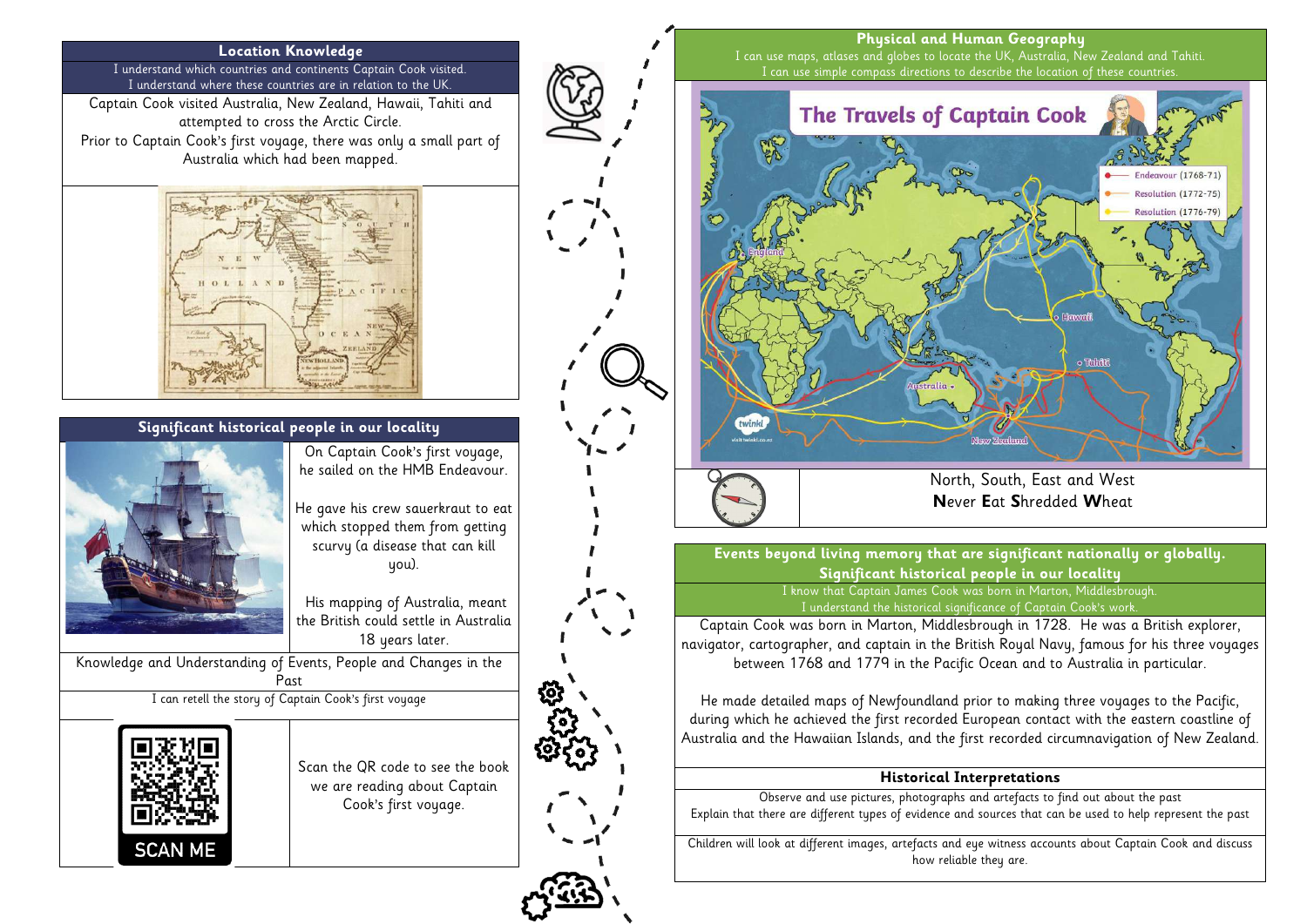## Location Knowledge

I understand which countries and continents Captain Cook visited.
I understand where these countries are in relation to the UK.

Captain Cook visited Australia, New Zealand, Hawaii, Tahiti and attempted to cross the Arctic Circle.
Prior to Captain Cook's first voyage, there was only a small part of Australia which had been mapped.

## Significant historical people in our locality

On Captain Cook's first voyage, he sailed on the HMB Endeavour.

He gave his crew sauerkraut to eat which stopped them from getting scurvy (a disease that can kill you).

His mapping of Australia, meant the British could settle in Australia 18 years later.

## Knowledge and Understanding of Events, People and Changes in the Past

I can retell the story of Captain Cook's first voyage

SCAN ME

Scan the QR code to see the book we are reading about Captain Cook's first voyage.

## Physical and Human Geography

I can use maps, atlases and globes to locate the UK, Australia, New Zealand and Tahiti.
I can use simple compass directions to describe the location of these countries.

The Travels of Captain Cook

Endeavour (1768-71)
Resolution (1772-75)
Resolution (1776-79)

England
Hawaii
Tahiti
Australia
New Zealand

North, South, East and West
**N**ever **E**at **S**hredded **W**heat

## Events beyond living memory that are significant nationally or globally. Significant historical people in our locality

I know that Captain James Cook was born in Marton, Middlesbrough.
I understand the historical significance of Captain Cook's work.

Captain Cook was born in Marton, Middlesbrough in 1728. He was a British explorer, navigator, cartographer, and captain in the British Royal Navy, famous for his three voyages between 1768 and 1779 in the Pacific Ocean and to Australia in particular.

He made detailed maps of Newfoundland prior to making three voyages to the Pacific, during which he achieved the first recorded European contact with the eastern coastline of Australia and the Hawaiian Islands, and the first recorded circumnavigation of New Zealand.

## Historical Interpretations

Observe and use pictures, photographs and artefacts to find out about the past
Explain that there are different types of evidence and sources that can be used to help represent the past

Children will look at different images, artefacts and eye witness accounts about Captain Cook and discuss how reliable they are.